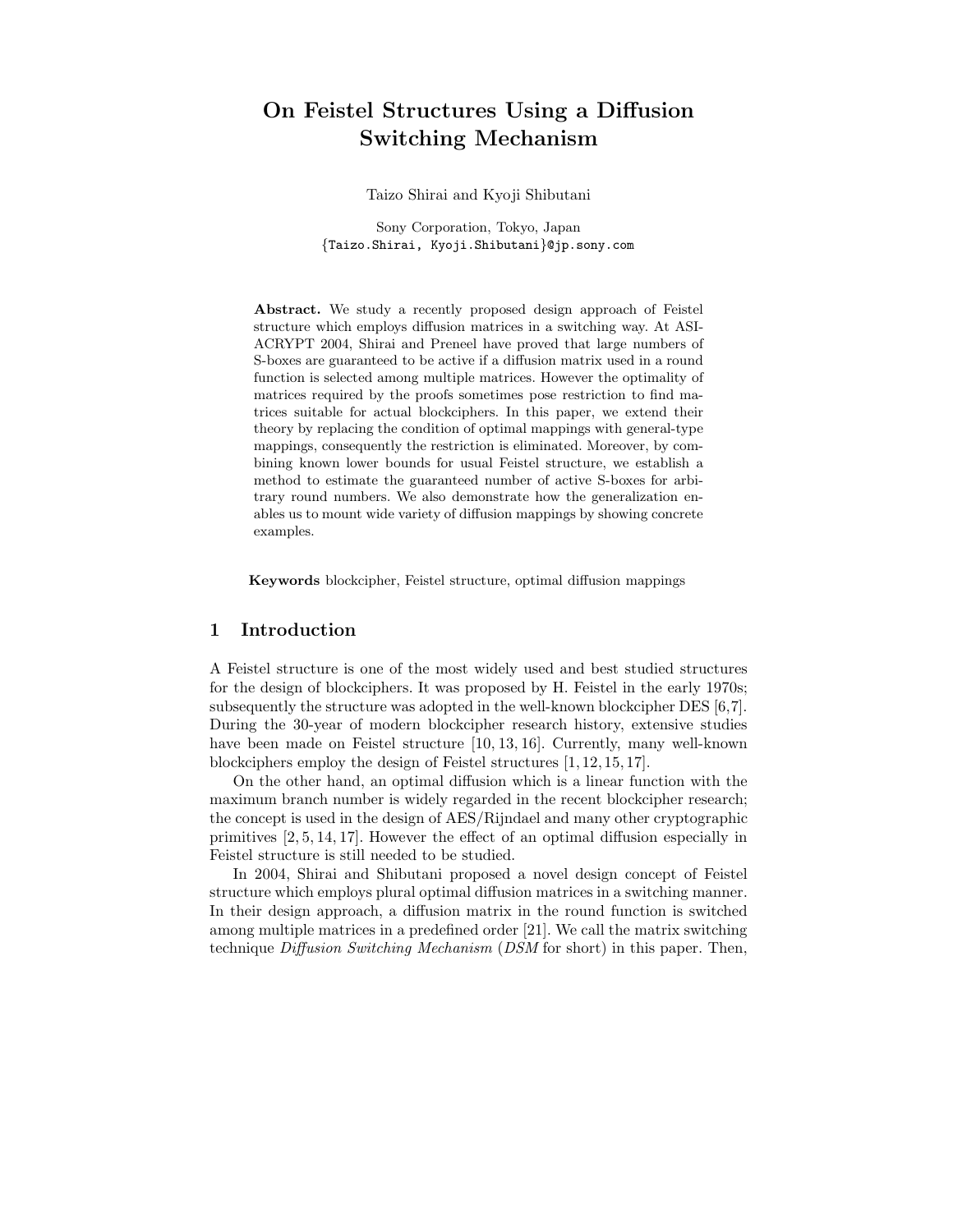# On Feistel Structures Using a Diffusion Switching Mechanism

Taizo Shirai and Kyoji Shibutani

Sony Corporation, Tokyo, Japan
{Taizo.Shirai, Kyoji.Shibutani}@jp.sony.com

**Abstract.** We study a recently proposed design approach of Feistel structure which employs diffusion matrices in a switching way. At ASIACRYPT 2004, Shirai and Preneel have proved that large numbers of S-boxes are guaranteed to be active if a diffusion matrix used in a round function is selected among multiple matrices. However the optimality of matrices required by the proofs sometimes pose restriction to find matrices suitable for actual blockciphers. In this paper, we extend their theory by replacing the condition of optimal mappings with general-type mappings, consequently the restriction is eliminated. Moreover, by combining known lower bounds for usual Feistel structure, we establish a method to estimate the guaranteed number of active S-boxes for arbitrary round numbers. We also demonstrate how the generalization enables us to mount wide variety of diffusion mappings by showing concrete examples.

**Keywords** blockcipher, Feistel structure, optimal diffusion mappings

## 1 Introduction

A Feistel structure is one of the most widely used and best studied structures for the design of blockciphers. It was proposed by H. Feistel in the early 1970s; subsequently the structure was adopted in the well-known blockcipher DES [6,7]. During the 30-year of modern blockcipher research history, extensive studies have been made on Feistel structure [10, 13, 16]. Currently, many well-known blockciphers employ the design of Feistel structures [1, 12, 15, 17].

On the other hand, an optimal diffusion which is a linear function with the maximum branch number is widely regarded in the recent blockcipher research; the concept is used in the design of AES/Rijndael and many other cryptographic primitives [2, 5, 14, 17]. However the effect of an optimal diffusion especially in Feistel structure is still needed to be studied.

In 2004, Shirai and Shibutani proposed a novel design concept of Feistel structure which employs plural optimal diffusion matrices in a switching manner. In their design approach, a diffusion matrix in the round function is switched among multiple matrices in a predefined order [21]. We call the matrix switching technique *Diffusion Switching Mechanism* (*DSM* for short) in this paper. Then,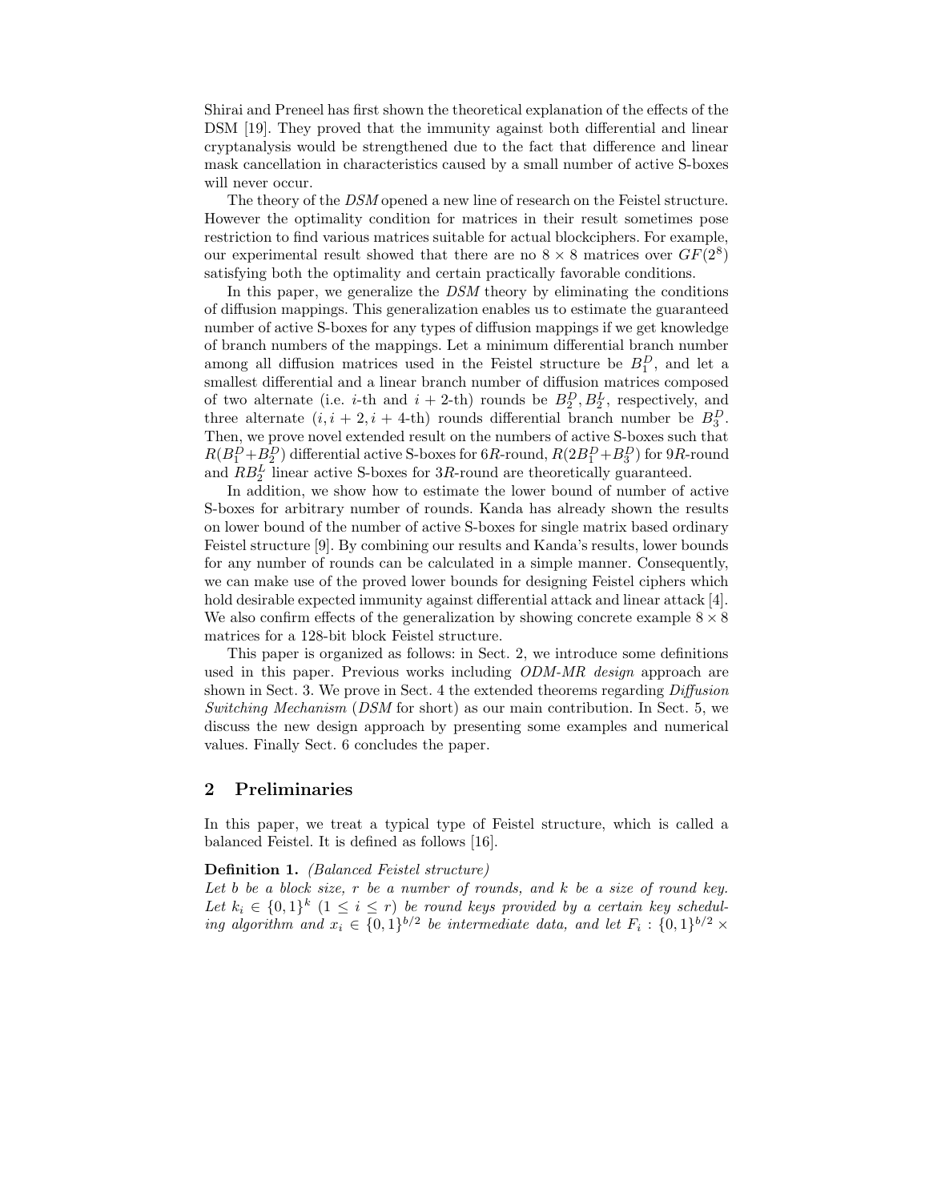Shirai and Preneel has first shown the theoretical explanation of the effects of the DSM [19]. They proved that the immunity against both differential and linear cryptanalysis would be strengthened due to the fact that difference and linear mask cancellation in characteristics caused by a small number of active S-boxes will never occur.

The theory of the *DSM* opened a new line of research on the Feistel structure. However the optimality condition for matrices in their result sometimes pose restriction to find various matrices suitable for actual blockciphers. For example, our experimental result showed that there are no $8 \times 8$ matrices over $GF(2^8)$ satisfying both the optimality and certain practically favorable conditions.

In this paper, we generalize the *DSM* theory by eliminating the conditions of diffusion mappings. This generalization enables us to estimate the guaranteed number of active S-boxes for any types of diffusion mappings if we get knowledge of branch numbers of the mappings. Let a minimum differential branch number among all diffusion matrices used in the Feistel structure be $B_1^D$, and let a smallest differential and a linear branch number of diffusion matrices composed of two alternate (i.e. $i$-th and $i+2$-th) rounds be $B_2^D, B_2^L$, respectively, and three alternate $(i, i+2, i+4$-th) rounds differential branch number be $B_3^D$. Then, we prove novel extended result on the numbers of active S-boxes such that $R(B_1^D + B_2^D)$ differential active S-boxes for $6R$-round, $R(2B_1^D + B_3^D)$ for $9R$-round and $RB_2^L$ linear active S-boxes for $3R$-round are theoretically guaranteed.

In addition, we show how to estimate the lower bound of number of active S-boxes for arbitrary number of rounds. Kanda has already shown the results on lower bound of the number of active S-boxes for single matrix based ordinary Feistel structure [9]. By combining our results and Kanda's results, lower bounds for any number of rounds can be calculated in a simple manner. Consequently, we can make use of the proved lower bounds for designing Feistel ciphers which hold desirable expected immunity against differential attack and linear attack [4]. We also confirm effects of the generalization by showing concrete example $8 \times 8$ matrices for a 128-bit block Feistel structure.

This paper is organized as follows: in Sect. 2, we introduce some definitions used in this paper. Previous works including *ODM-MR design* approach are shown in Sect. 3. We prove in Sect. 4 the extended theorems regarding *Diffusion Switching Mechanism* (*DSM* for short) as our main contribution. In Sect. 5, we discuss the new design approach by presenting some examples and numerical values. Finally Sect. 6 concludes the paper.

## 2 Preliminaries

In this paper, we treat a typical type of Feistel structure, which is called a balanced Feistel. It is defined as follows [16].

**Definition 1.** *(Balanced Feistel structure)*
*Let $b$ be a block size, $r$ be a number of rounds, and $k$ be a size of round key. Let $k_i \in \{0,1\}^k$ $(1 \leq i \leq r)$ be round keys provided by a certain key scheduling algorithm and $x_i \in \{0,1\}^{b/2}$ be intermediate data, and let $F_i : \{0,1\}^{b/2} \times$*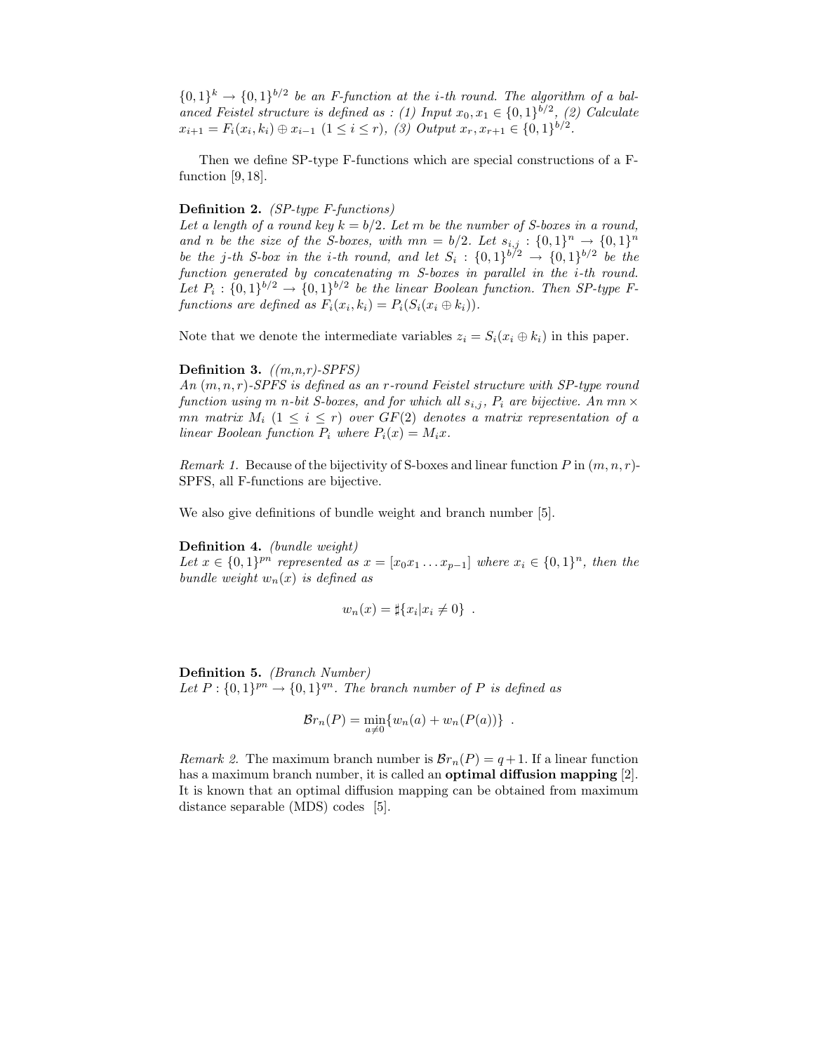$\{0,1\}^k \to \{0,1\}^{b/2}$ *be an F-function at the i-th round. The algorithm of a balanced Feistel structure is defined as : (1) Input* $x_0, x_1 \in \{0,1\}^{b/2}$*, (2) Calculate* $x_{i+1} = F_i(x_i, k_i) \oplus x_{i-1}$ $(1 \leq i \leq r)$*, (3) Output* $x_r, x_{r+1} \in \{0,1\}^{b/2}$.

Then we define SP-type F-functions which are special constructions of a F-function [9, 18].

**Definition 2.** *(SP-type F-functions)*
*Let a length of a round key* $k = b/2$*. Let* $m$ *be the number of S-boxes in a round, and* $n$ *be the size of the S-boxes, with* $mn = b/2$*. Let* $s_{i,j} : \{0,1\}^n \to \{0,1\}^n$ *be the j-th S-box in the i-th round, and let* $S_i : \{0,1\}^{b/2} \to \{0,1\}^{b/2}$ *be the function generated by concatenating* $m$ *S-boxes in parallel in the i-th round. Let* $P_i : \{0,1\}^{b/2} \to \{0,1\}^{b/2}$ *be the linear Boolean function. Then SP-type F-functions are defined as* $F_i(x_i, k_i) = P_i(S_i(x_i \oplus k_i))$.

Note that we denote the intermediate variables $z_i = S_i(x_i \oplus k_i)$ in this paper.

**Definition 3.** *((m,n,r)-SPFS)*
*An* $(m, n, r)$*-SPFS is defined as an r-round Feistel structure with SP-type round function using* $m$ *n-bit S-boxes, and for which all* $s_{i,j}$*,* $P_i$ *are bijective. An* $mn \times mn$ *matrix* $M_i$ $(1 \leq i \leq r)$ *over* $GF(2)$ *denotes a matrix representation of a linear Boolean function* $P_i$ *where* $P_i(x) = M_i x$.

*Remark 1.* Because of the bijectivity of S-boxes and linear function $P$ in $(m, n, r)$-SPFS, all F-functions are bijective.

We also give definitions of bundle weight and branch number [5].

**Definition 4.** *(bundle weight)*
*Let* $x \in \{0,1\}^{pn}$ *represented as* $x = [x_0 x_1 \ldots x_{p-1}]$ *where* $x_i \in \{0,1\}^n$*, then the bundle weight* $w_n(x)$ *is defined as*

$$w_n(x) = \sharp\{x_i | x_i \neq 0\} \ .$$

**Definition 5.** *(Branch Number)*
*Let* $P : \{0,1\}^{pn} \to \{0,1\}^{qn}$*. The branch number of* $P$ *is defined as*

$$\mathcal{B}r_n(P) = \min_{a \neq 0}\{w_n(a) + w_n(P(a))\} \ .$$

*Remark 2.* The maximum branch number is $\mathcal{B}r_n(P) = q+1$. If a linear function has a maximum branch number, it is called an **optimal diffusion mapping** [2]. It is known that an optimal diffusion mapping can be obtained from maximum distance separable (MDS) codes [5].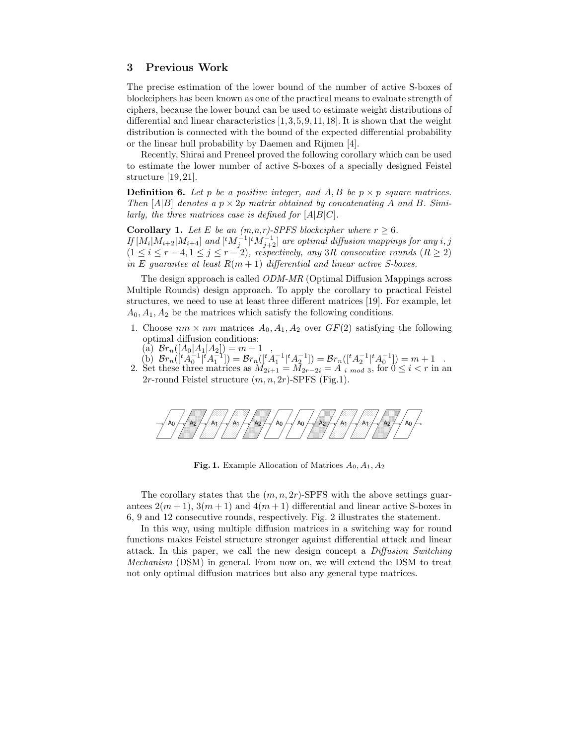## 3 Previous Work

The precise estimation of the lower bound of the number of active S-boxes of blockciphers has been known as one of the practical means to evaluate strength of ciphers, because the lower bound can be used to estimate weight distributions of differential and linear characteristics [1,3,5,9,11,18]. It is shown that the weight distribution is connected with the bound of the expected differential probability or the linear hull probability by Daemen and Rijmen [4].

Recently, Shirai and Preneel proved the following corollary which can be used to estimate the lower number of active S-boxes of a specially designed Feistel structure [19,21].

**Definition 6.** *Let $p$ be a positive integer, and $A, B$ be $p \times p$ square matrices. Then $[A|B]$ denotes a $p \times 2p$ matrix obtained by concatenating $A$ and $B$. Similarly, the three matrices case is defined for $[A|B|C]$.*

**Corollary 1.** *Let $E$ be an (m,n,r)-SPFS blockcipher where $r \geq 6$. If $[M_i|M_{i+2}|M_{i+4}]$ and $[{}^tM_j^{-1}|{}^tM_{j+2}^{-1}]$ are optimal diffusion mappings for any $i, j$ $(1 \leq i \leq r-4, 1 \leq j \leq r-2)$, respectively, any $3R$ consecutive rounds $(R \geq 2)$ in $E$ guarantee at least $R(m+1)$ differential and linear active S-boxes.*

The design approach is called *ODM-MR* (Optimal Diffusion Mappings across Multiple Rounds) design approach. To apply the corollary to practical Feistel structures, we need to use at least three different matrices [19]. For example, let $A_0, A_1, A_2$ be the matrices which satisfy the following conditions.

1. Choose $nm \times nm$ matrices $A_0, A_1, A_2$ over $GF(2)$ satisfying the following optimal diffusion conditions:
   (a) $\mathcal{B}r_n([A_0|A_1|A_2]) = m+1$ ,
   (b) $\mathcal{B}r_n([{}^tA_0^{-1}|{}^tA_1^{-1}]) = \mathcal{B}r_n([{}^tA_1^{-1}|{}^tA_2^{-1}]) = \mathcal{B}r_n([{}^tA_2^{-1}|{}^tA_0^{-1}]) = m+1$ .
2. Set these three matrices as $M_{2i+1} = M_{2r-2i} = A_{i \bmod 3}$, for $0 \leq i < r$ in an $2r$-round Feistel structure $(m, n, 2r)$-SPFS (Fig.1).

**Fig. 1.** Example Allocation of Matrices $A_0, A_1, A_2$

The corollary states that the $(m, n, 2r)$-SPFS with the above settings guarantees $2(m+1)$, $3(m+1)$ and $4(m+1)$ differential and linear active S-boxes in 6, 9 and 12 consecutive rounds, respectively. Fig. 2 illustrates the statement.

In this way, using multiple diffusion matrices in a switching way for round functions makes Feistel structure stronger against differential attack and linear attack. In this paper, we call the new design concept a *Diffusion Switching Mechanism* (DSM) in general. From now on, we will extend the DSM to treat not only optimal diffusion matrices but also any general type matrices.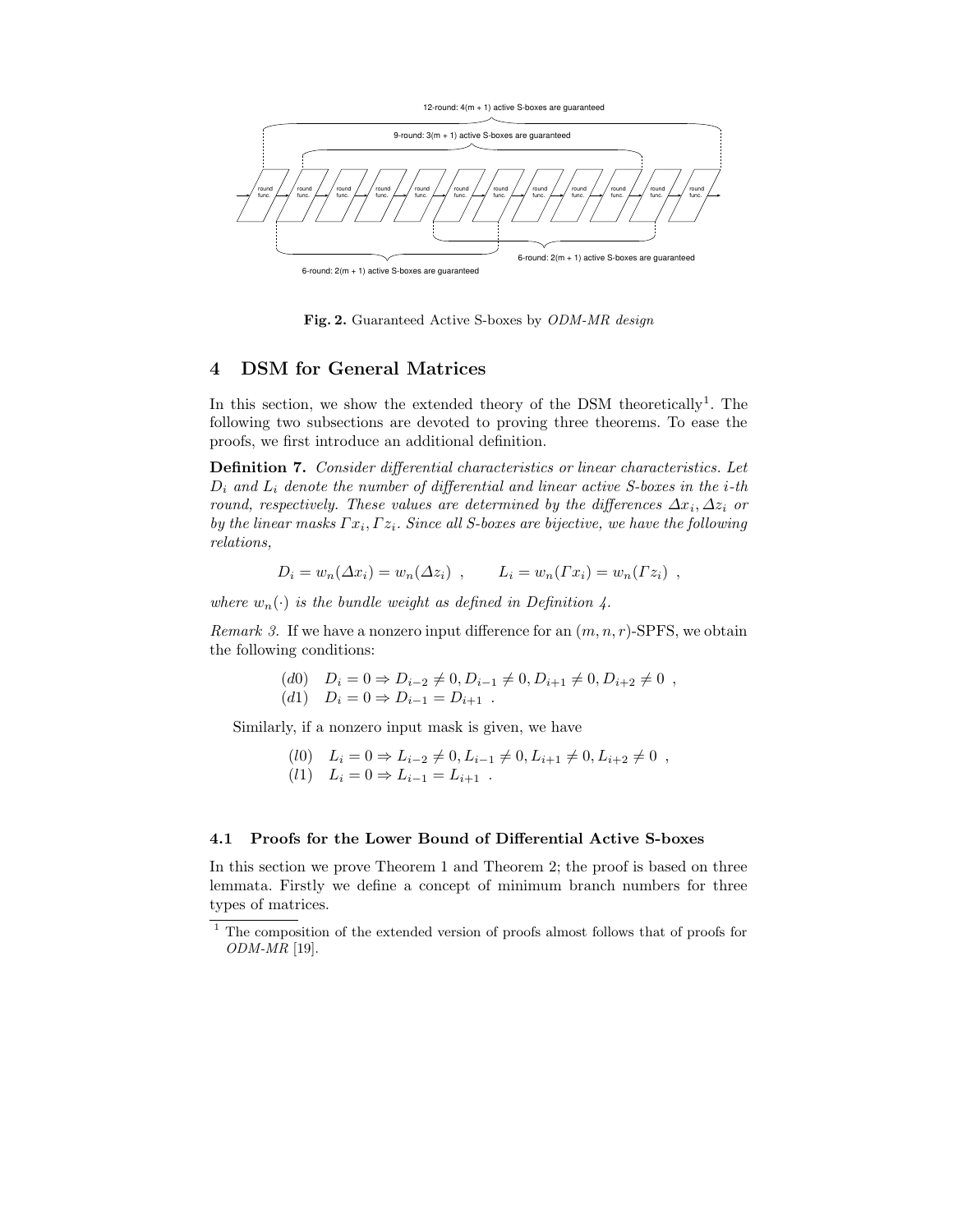12-round: 4(m + 1) active S-boxes are guaranteed

9-round: 3(m + 1) active S-boxes are guaranteed

6-round: 2(m + 1) active S-boxes are guaranteed

6-round: 2(m + 1) active S-boxes are guaranteed

**Fig. 2.** Guaranteed Active S-boxes by *ODM-MR design*

# 4 DSM for General Matrices

In this section, we show the extended theory of the DSM theoretically[1]. The following two subsections are devoted to proving three theorems. To ease the proofs, we first introduce an additional definition.

**Definition 7.** *Consider differential characteristics or linear characteristics. Let $D_i$ and $L_i$ denote the number of differential and linear active S-boxes in the $i$-th round, respectively. These values are determined by the differences $\Delta x_i, \Delta z_i$ or by the linear masks $\Gamma x_i, \Gamma z_i$. Since all S-boxes are bijective, we have the following relations,*

$$D_i = w_n(\Delta x_i) = w_n(\Delta z_i) \ , \qquad L_i = w_n(\Gamma x_i) = w_n(\Gamma z_i) \ ,$$

*where $w_n(\cdot)$ is the bundle weight as defined in Definition 4.*

*Remark 3.* If we have a nonzero input difference for an $(m, n, r)$-SPFS, we obtain the following conditions:

$$(d0) \quad D_i = 0 \Rightarrow D_{i-2} \neq 0, D_{i-1} \neq 0, D_{i+1} \neq 0, D_{i+2} \neq 0 \ ,$$
$$(d1) \quad D_i = 0 \Rightarrow D_{i-1} = D_{i+1} \ .$$

Similarly, if a nonzero input mask is given, we have

$$(l0) \quad L_i = 0 \Rightarrow L_{i-2} \neq 0, L_{i-1} \neq 0, L_{i+1} \neq 0, L_{i+2} \neq 0 \ ,$$
$$(l1) \quad L_i = 0 \Rightarrow L_{i-1} = L_{i+1} \ .$$

## 4.1 Proofs for the Lower Bound of Differential Active S-boxes

In this section we prove Theorem 1 and Theorem 2; the proof is based on three lemmata. Firstly we define a concept of minimum branch numbers for three types of matrices.

[1] The composition of the extended version of proofs almost follows that of proofs for *ODM-MR* [19].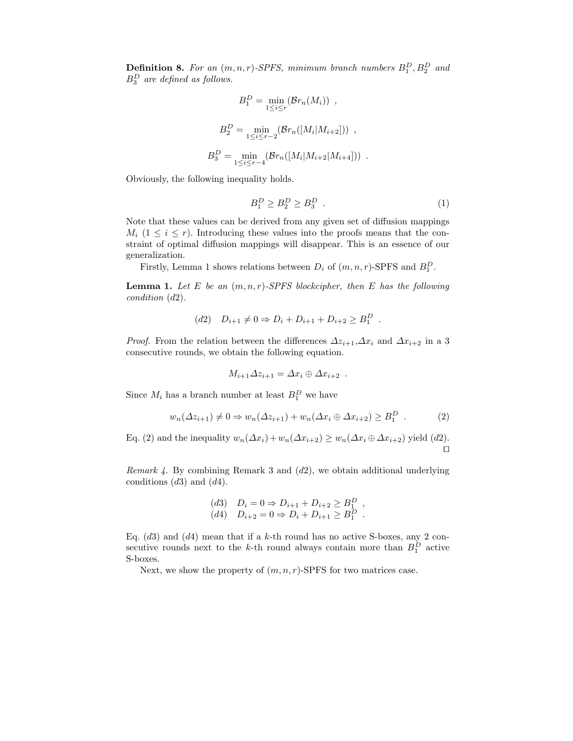**Definition 8.** *For an $(m,n,r)$-SPFS, minimum branch numbers $B_1^D, B_2^D$ and $B_3^D$ are defined as follows.*

$$B_1^D = \min_{1 \le i \le r} (\mathcal{B}r_n(M_i)) \ ,$$

$$B_2^D = \min_{1 \le i \le r-2} (\mathcal{B}r_n([M_i | M_{i+2}])) \ ,$$

$$B_3^D = \min_{1 \le i \le r-4} (\mathcal{B}r_n([M_i | M_{i+2} | M_{i+4}])) \ .$$

Obviously, the following inequality holds.

$$B_1^D \ge B_2^D \ge B_3^D \ . \tag{1}$$

Note that these values can be derived from any given set of diffusion mappings $M_i$ ($1 \le i \le r$). Introducing these values into the proofs means that the constraint of optimal diffusion mappings will disappear. This is an essence of our generalization.

Firstly, Lemma 1 shows relations between $D_i$ of $(m,n,r)$-SPFS and $B_1^D$.

**Lemma 1.** *Let $E$ be an $(m,n,r)$-SPFS blockcipher, then $E$ has the following condition $(d2)$.*

$$(d2) \quad D_{i+1} \neq 0 \Rightarrow D_i + D_{i+1} + D_{i+2} \ge B_1^D \ .$$

*Proof.* From the relation between the differences $\Delta z_{i+1}$,$\Delta x_i$ and $\Delta x_{i+2}$ in a 3 consecutive rounds, we obtain the following equation.

$$M_{i+1} \Delta z_{i+1} = \Delta x_i \oplus \Delta x_{i+2} \ .$$

Since $M_i$ has a branch number at least $B_1^D$ we have

$$w_n(\Delta z_{i+1}) \neq 0 \Rightarrow w_n(\Delta z_{i+1}) + w_n(\Delta x_i \oplus \Delta x_{i+2}) \ge B_1^D \ . \tag{2}$$

Eq. (2) and the inequality $w_n(\Delta x_i) + w_n(\Delta x_{i+2}) \ge w_n(\Delta x_i \oplus \Delta x_{i+2})$ yield $(d2)$. □

*Remark 4.* By combining Remark 3 and $(d2)$, we obtain additional underlying conditions $(d3)$ and $(d4)$.

$$(d3) \quad D_i = 0 \Rightarrow D_{i+1} + D_{i+2} \ge B_1^D \ ,$$
$$(d4) \quad D_{i+2} = 0 \Rightarrow D_i + D_{i+1} \ge B_1^D \ .$$

Eq. $(d3)$ and $(d4)$ mean that if a $k$-th round has no active S-boxes, any 2 consecutive rounds next to the $k$-th round always contain more than $B_1^D$ active S-boxes.

Next, we show the property of $(m,n,r)$-SPFS for two matrices case.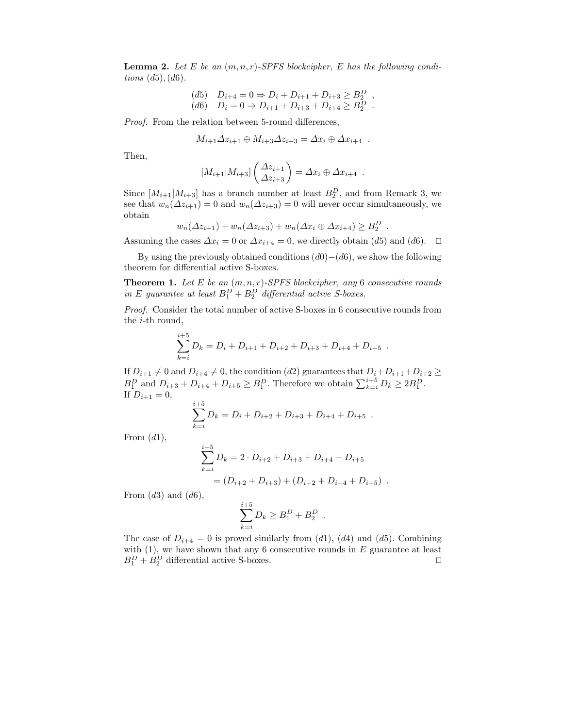**Lemma 2.** *Let $E$ be an $(m, n, r)$-SPFS blockcipher, $E$ has the following conditions* $(d5), (d6)$.

$$
\begin{array}{ll}
(d5) & D_{i+4} = 0 \Rightarrow D_i + D_{i+1} + D_{i+3} \geq B_2^D \;\; , \\
(d6) & D_i = 0 \Rightarrow D_{i+1} + D_{i+3} + D_{i+4} \geq B_2^D \;\; .
\end{array}
$$

*Proof.* From the relation between 5-round differences,

$$
M_{i+1}\Delta z_{i+1} \oplus M_{i+3}\Delta z_{i+3} = \Delta x_i \oplus \Delta x_{i+4} \;\; .
$$

Then,

$$
[M_{i+1}|M_{i+3}] \begin{pmatrix} \Delta z_{i+1} \\ \Delta z_{i+3} \end{pmatrix} = \Delta x_i \oplus \Delta x_{i+4} \;\; .
$$

Since $[M_{i+1}|M_{i+3}]$ has a branch number at least $B_2^D$, and from Remark 3, we see that $w_n(\Delta z_{i+1}) = 0$ and $w_n(\Delta z_{i+3}) = 0$ will never occur simultaneously, we obtain

$$
w_n(\Delta z_{i+1}) + w_n(\Delta z_{i+3}) + w_n(\Delta x_i \oplus \Delta x_{i+4}) \geq B_2^D \;\; .
$$

Assuming the cases $\Delta x_i = 0$ or $\Delta x_{i+4} = 0$, we directly obtain $(d5)$ and $(d6)$. $\square$

By using the previously obtained conditions $(d0)-(d6)$, we show the following theorem for differential active S-boxes.

**Theorem 1.** *Let $E$ be an $(m, n, r)$-SPFS blockcipher, any 6 consecutive rounds in $E$ guarantee at least $B_1^D + B_2^D$ differential active S-boxes.*

*Proof.* Consider the total number of active S-boxes in 6 consecutive rounds from the $i$-th round,

$$
\sum_{k=i}^{i+5} D_k = D_i + D_{i+1} + D_{i+2} + D_{i+3} + D_{i+4} + D_{i+5} \;\; .
$$

If $D_{i+1} \neq 0$ and $D_{i+4} \neq 0$, the condition $(d2)$ guarantees that $D_i + D_{i+1} + D_{i+2} \geq B_1^D$ and $D_{i+3} + D_{i+4} + D_{i+5} \geq B_1^D$. Therefore we obtain $\sum_{k=i}^{i+5} D_k \geq 2B_1^D$.
If $D_{i+1} = 0$,

$$
\sum_{k=i}^{i+5} D_k = D_i + D_{i+2} + D_{i+3} + D_{i+4} + D_{i+5} \;\; .
$$

From $(d1)$,

$$
\begin{aligned}
\sum_{k=i}^{i+5} D_k &= 2 \cdot D_{i+2} + D_{i+3} + D_{i+4} + D_{i+5} \\
&= (D_{i+2} + D_{i+3}) + (D_{i+2} + D_{i+4} + D_{i+5}) \;\; .
\end{aligned}
$$

From $(d3)$ and $(d6)$,

$$
\sum_{k=i}^{i+5} D_k \geq B_1^D + B_2^D \;\; .
$$

The case of $D_{i+4} = 0$ is proved similarly from $(d1)$, $(d4)$ and $(d5)$. Combining with (1), we have shown that any 6 consecutive rounds in $E$ guarantee at least $B_1^D + B_2^D$ differential active S-boxes. $\square$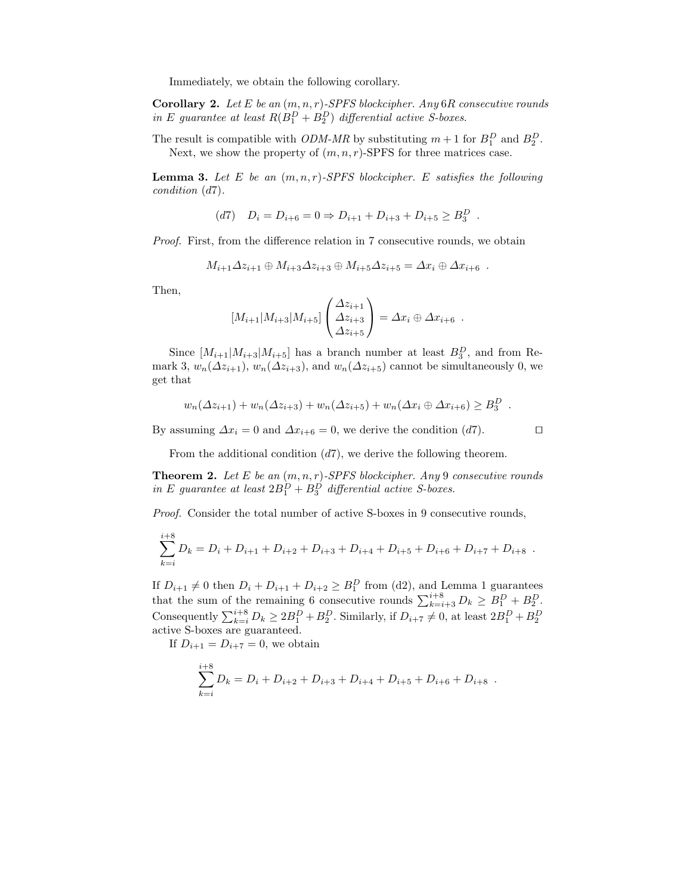Immediately, we obtain the following corollary.

**Corollary 2.** *Let $E$ be an $(m, n, r)$-SPFS blockcipher. Any $6R$ consecutive rounds in $E$ guarantee at least $R(B_1^D + B_2^D)$ differential active S-boxes.*

The result is compatible with *ODM-MR* by substituting $m + 1$ for $B_1^D$ and $B_2^D$.

Next, we show the property of $(m, n, r)$-SPFS for three matrices case.

**Lemma 3.** *Let $E$ be an $(m, n, r)$-SPFS blockcipher. $E$ satisfies the following condition $(d7)$.*

$$(d7) \quad D_i = D_{i+6} = 0 \Rightarrow D_{i+1} + D_{i+3} + D_{i+5} \geq B_3^D \ .$$

*Proof.* First, from the difference relation in 7 consecutive rounds, we obtain

$$M_{i+1}\Delta z_{i+1} \oplus M_{i+3}\Delta z_{i+3} \oplus M_{i+5}\Delta z_{i+5} = \Delta x_i \oplus \Delta x_{i+6} \ .$$

Then,

$$[M_{i+1}|M_{i+3}|M_{i+5}] \begin{pmatrix} \Delta z_{i+1} \\ \Delta z_{i+3} \\ \Delta z_{i+5} \end{pmatrix} = \Delta x_i \oplus \Delta x_{i+6} \ .$$

Since $[M_{i+1}|M_{i+3}|M_{i+5}]$ has a branch number at least $B_3^D$, and from Remark 3, $w_n(\Delta z_{i+1})$, $w_n(\Delta z_{i+3})$, and $w_n(\Delta z_{i+5})$ cannot be simultaneously 0, we get that

$$w_n(\Delta z_{i+1}) + w_n(\Delta z_{i+3}) + w_n(\Delta z_{i+5}) + w_n(\Delta x_i \oplus \Delta x_{i+6}) \geq B_3^D \ .$$

By assuming $\Delta x_i = 0$ and $\Delta x_{i+6} = 0$, we derive the condition $(d7)$. □

From the additional condition $(d7)$, we derive the following theorem.

**Theorem 2.** *Let $E$ be an $(m, n, r)$-SPFS blockcipher. Any 9 consecutive rounds in $E$ guarantee at least $2B_1^D + B_3^D$ differential active S-boxes.*

*Proof.* Consider the total number of active S-boxes in 9 consecutive rounds,

$$\sum_{k=i}^{i+8} D_k = D_i + D_{i+1} + D_{i+2} + D_{i+3} + D_{i+4} + D_{i+5} + D_{i+6} + D_{i+7} + D_{i+8} \ .$$

If $D_{i+1} \neq 0$ then $D_i + D_{i+1} + D_{i+2} \geq B_1^D$ from (d2), and Lemma 1 guarantees that the sum of the remaining 6 consecutive rounds $\sum_{k=i+3}^{i+8} D_k \geq B_1^D + B_2^D$. Consequently $\sum_{k=i}^{i+8} D_k \geq 2B_1^D + B_2^D$. Similarly, if $D_{i+7} \neq 0$, at least $2B_1^D + B_2^D$ active S-boxes are guaranteed.

If $D_{i+1} = D_{i+7} = 0$, we obtain

$$\sum_{k=i}^{i+8} D_k = D_i + D_{i+2} + D_{i+3} + D_{i+4} + D_{i+5} + D_{i+6} + D_{i+8} \ .$$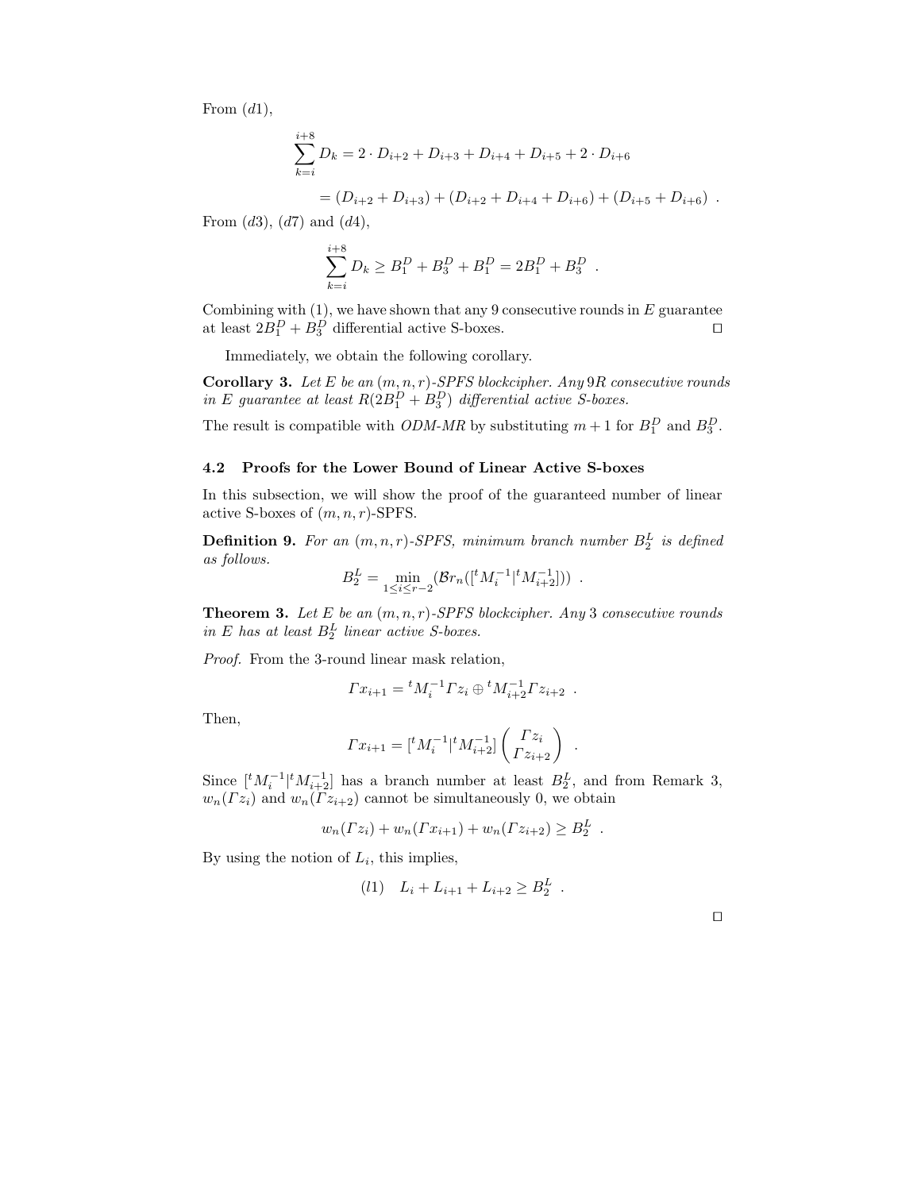From $(d1)$,

$$\sum_{k=i}^{i+8} D_k = 2 \cdot D_{i+2} + D_{i+3} + D_{i+4} + D_{i+5} + 2 \cdot D_{i+6}$$

$$= (D_{i+2} + D_{i+3}) + (D_{i+2} + D_{i+4} + D_{i+6}) + (D_{i+5} + D_{i+6}) \ .$$

From $(d3)$, $(d7)$ and $(d4)$,

$$\sum_{k=i}^{i+8} D_k \geq B_1^D + B_3^D + B_1^D = 2B_1^D + B_3^D \ .$$

Combining with (1), we have shown that any 9 consecutive rounds in $E$ guarantee at least $2B_1^D + B_3^D$ differential active S-boxes. □

Immediately, we obtain the following corollary.

**Corollary 3.** *Let $E$ be an $(m, n, r)$-SPFS blockcipher. Any $9R$ consecutive rounds in $E$ guarantee at least $R(2B_1^D + B_3^D)$ differential active S-boxes.*

The result is compatible with *ODM-MR* by substituting $m + 1$ for $B_1^D$ and $B_3^D$.

### 4.2 Proofs for the Lower Bound of Linear Active S-boxes

In this subsection, we will show the proof of the guaranteed number of linear active S-boxes of $(m, n, r)$-SPFS.

**Definition 9.** *For an $(m, n, r)$-SPFS, minimum branch number $B_2^L$ is defined as follows.*

$$B_2^L = \min_{1 \leq i \leq r-2} (\mathcal{B}r_n([{}^tM_i^{-1} | {}^tM_{i+2}^{-1}])) \ .$$

**Theorem 3.** *Let $E$ be an $(m, n, r)$-SPFS blockcipher. Any 3 consecutive rounds in $E$ has at least $B_2^L$ linear active S-boxes.*

*Proof.* From the 3-round linear mask relation,

$$\Gamma x_{i+1} = {}^tM_i^{-1} \Gamma z_i \oplus {}^tM_{i+2}^{-1} \Gamma z_{i+2} \ .$$

Then,

$$\Gamma x_{i+1} = [{}^tM_i^{-1} | {}^tM_{i+2}^{-1}] \begin{pmatrix} \Gamma z_i \\ \Gamma z_{i+2} \end{pmatrix} \ .$$

Since $[{}^tM_i^{-1} | {}^tM_{i+2}^{-1}]$ has a branch number at least $B_2^L$, and from Remark 3, $w_n(\Gamma z_i)$ and $w_n(\Gamma z_{i+2})$ cannot be simultaneously 0, we obtain

$$w_n(\Gamma z_i) + w_n(\Gamma x_{i+1}) + w_n(\Gamma z_{i+2}) \geq B_2^L \ .$$

By using the notion of $L_i$, this implies,

$$(l1) \quad L_i + L_{i+1} + L_{i+2} \geq B_2^L \ .$$

□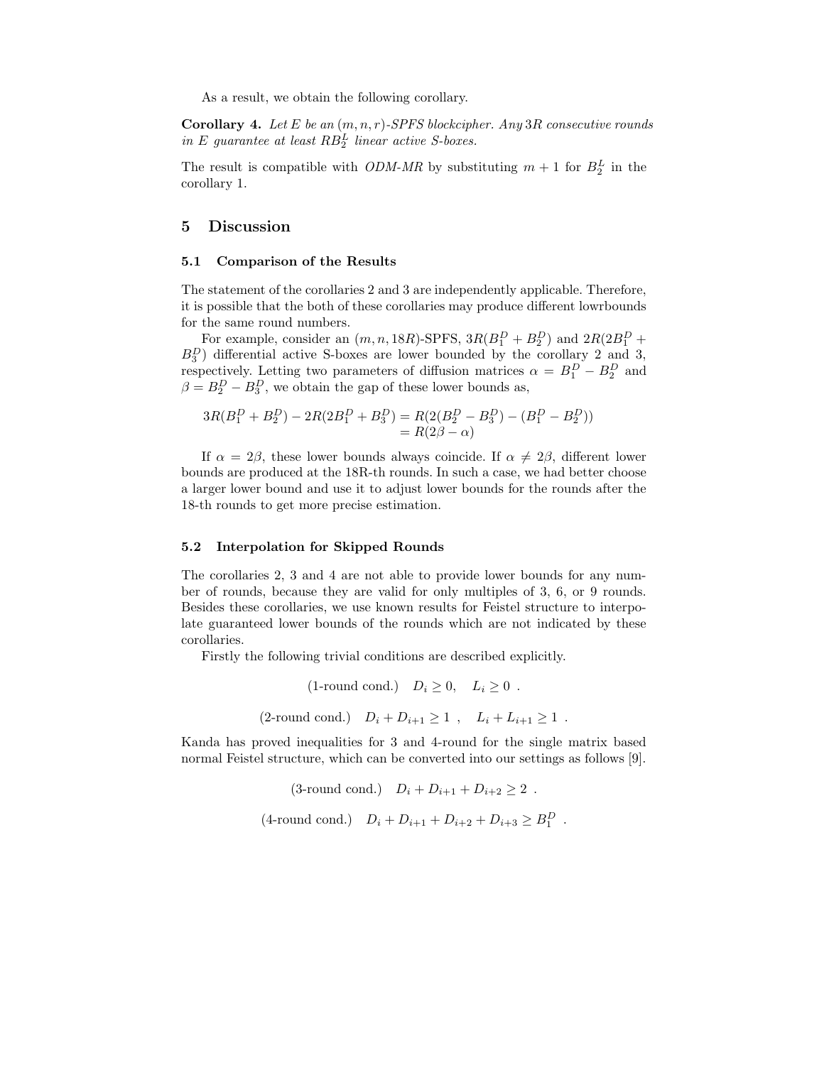As a result, we obtain the following corollary.

**Corollary 4.** *Let $E$ be an $(m, n, r)$-SPFS blockcipher. Any $3R$ consecutive rounds in $E$ guarantee at least $RB_2^L$ linear active S-boxes.*

The result is compatible with *ODM-MR* by substituting $m + 1$ for $B_2^L$ in the corollary 1.

## 5 Discussion

### 5.1 Comparison of the Results

The statement of the corollaries 2 and 3 are independently applicable. Therefore, it is possible that the both of these corollaries may produce different lowrbounds for the same round numbers.

For example, consider an $(m, n, 18R)$-SPFS, $3R(B_1^D + B_2^D)$ and $2R(2B_1^D + B_3^D)$ differential active S-boxes are lower bounded by the corollary 2 and 3, respectively. Letting two parameters of diffusion matrices $\alpha = B_1^D - B_2^D$ and $\beta = B_2^D - B_3^D$, we obtain the gap of these lower bounds as,

$$
\begin{aligned}
3R(B_1^D + B_2^D) - 2R(2B_1^D + B_3^D) &= R(2(B_2^D - B_3^D) - (B_1^D - B_2^D)) \\
&= R(2\beta - \alpha)
\end{aligned}
$$

If $\alpha = 2\beta$, these lower bounds always coincide. If $\alpha \neq 2\beta$, different lower bounds are produced at the 18R-th rounds. In such a case, we had better choose a larger lower bound and use it to adjust lower bounds for the rounds after the 18-th rounds to get more precise estimation.

### 5.2 Interpolation for Skipped Rounds

The corollaries 2, 3 and 4 are not able to provide lower bounds for any number of rounds, because they are valid for only multiples of 3, 6, or 9 rounds. Besides these corollaries, we use known results for Feistel structure to interpolate guaranteed lower bounds of the rounds which are not indicated by these corollaries.

Firstly the following trivial conditions are described explicitly.

$$
\text{(1-round cond.)} \quad D_i \geq 0, \quad L_i \geq 0 \ .
$$

$$
\text{(2-round cond.)} \quad D_i + D_{i+1} \geq 1 \ , \quad L_i + L_{i+1} \geq 1 \ .
$$

Kanda has proved inequalities for 3 and 4-round for the single matrix based normal Feistel structure, which can be converted into our settings as follows [9].

$$
\text{(3-round cond.)} \quad D_i + D_{i+1} + D_{i+2} \geq 2 \ .
$$

$$
\text{(4-round cond.)} \quad D_i + D_{i+1} + D_{i+2} + D_{i+3} \geq B_1^D \ .
$$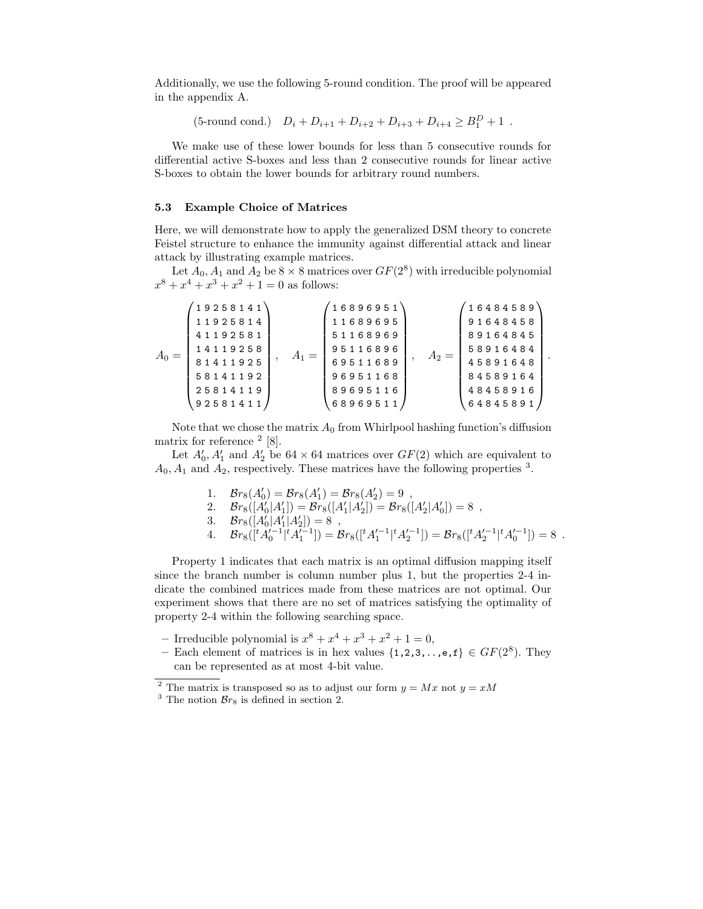Additionally, we use the following 5-round condition. The proof will be appeared in the appendix A.

$$\text{(5-round cond.)} \quad D_i + D_{i+1} + D_{i+2} + D_{i+3} + D_{i+4} \geq B_1^D + 1 \ .$$

We make use of these lower bounds for less than 5 consecutive rounds for differential active S-boxes and less than 2 consecutive rounds for linear active S-boxes to obtain the lower bounds for arbitrary round numbers.

### 5.3 Example Choice of Matrices

Here, we will demonstrate how to apply the generalized DSM theory to concrete Feistel structure to enhance the immunity against differential attack and linear attack by illustrating example matrices.

Let $A_0, A_1$ and $A_2$ be $8 \times 8$ matrices over $GF(2^8)$ with irreducible polynomial $x^8 + x^4 + x^3 + x^2 + 1 = 0$ as follows:

$$A_0 = \begin{pmatrix} 1\,9\,2\,5\,8\,1\,4\,1 \\ 1\,1\,9\,2\,5\,8\,1\,4 \\ 4\,1\,1\,9\,2\,5\,8\,1 \\ 1\,4\,1\,1\,9\,2\,5\,8 \\ 8\,1\,4\,1\,1\,9\,2\,5 \\ 5\,8\,1\,4\,1\,1\,9\,2 \\ 2\,5\,8\,1\,4\,1\,1\,9 \\ 9\,2\,5\,8\,1\,4\,1\,1 \end{pmatrix}, \quad A_1 = \begin{pmatrix} 1\,6\,8\,9\,6\,9\,5\,1 \\ 1\,1\,6\,8\,9\,6\,9\,5 \\ 5\,1\,1\,6\,8\,9\,6\,9 \\ 9\,5\,1\,1\,6\,8\,9\,6 \\ 6\,9\,5\,1\,1\,6\,8\,9 \\ 9\,6\,9\,5\,1\,1\,6\,8 \\ 8\,9\,6\,9\,5\,1\,1\,6 \\ 6\,8\,9\,6\,9\,5\,1\,1 \end{pmatrix}, \quad A_2 = \begin{pmatrix} 1\,6\,4\,8\,4\,5\,8\,9 \\ 9\,1\,6\,4\,8\,4\,5\,8 \\ 8\,9\,1\,6\,4\,8\,4\,5 \\ 5\,8\,9\,1\,6\,4\,8\,4 \\ 4\,5\,8\,9\,1\,6\,4\,8 \\ 8\,4\,5\,8\,9\,1\,6\,4 \\ 4\,8\,4\,5\,8\,9\,1\,6 \\ 6\,4\,8\,4\,5\,8\,9\,1 \end{pmatrix}.$$

Note that we chose the matrix $A_0$ from Whirlpool hashing function's diffusion matrix for reference [2] [8].

Let $A'_0, A'_1$ and $A'_2$ be $64 \times 64$ matrices over $GF(2)$ which are equivalent to $A_0, A_1$ and $A_2$, respectively. These matrices have the following properties [3].

1. $\mathcal{B}r_8(A'_0) = \mathcal{B}r_8(A'_1) = \mathcal{B}r_8(A'_2) = 9$ ,
2. $\mathcal{B}r_8([A'_0|A'_1]) = \mathcal{B}r_8([A'_1|A'_2]) = \mathcal{B}r_8([A'_2|A'_0]) = 8$ ,
3. $\mathcal{B}r_8([A'_0|A'_1|A'_2]) = 8$ ,
4. $\mathcal{B}r_8([{}^tA'^{-1}_0|{}^tA'^{-1}_1]) = \mathcal{B}r_8([{}^tA'^{-1}_1|{}^tA'^{-1}_2]) = \mathcal{B}r_8([{}^tA'^{-1}_2|{}^tA'^{-1}_0]) = 8$ .

Property 1 indicates that each matrix is an optimal diffusion mapping itself since the branch number is column number plus 1, but the properties 2-4 indicate the combined matrices made from these matrices are not optimal. Our experiment shows that there are no set of matrices satisfying the optimality of property 2-4 within the following searching space.

- Irreducible polynomial is $x^8 + x^4 + x^3 + x^2 + 1 = 0$,
- Each element of matrices is in hex values `{1,2,3,..,e,f}` $\in GF(2^8)$. They can be represented as at most 4-bit value.

---

[2] The matrix is transposed so as to adjust our form $y = Mx$ not $y = xM$

[3] The notion $\mathcal{B}r_8$ is defined in section 2.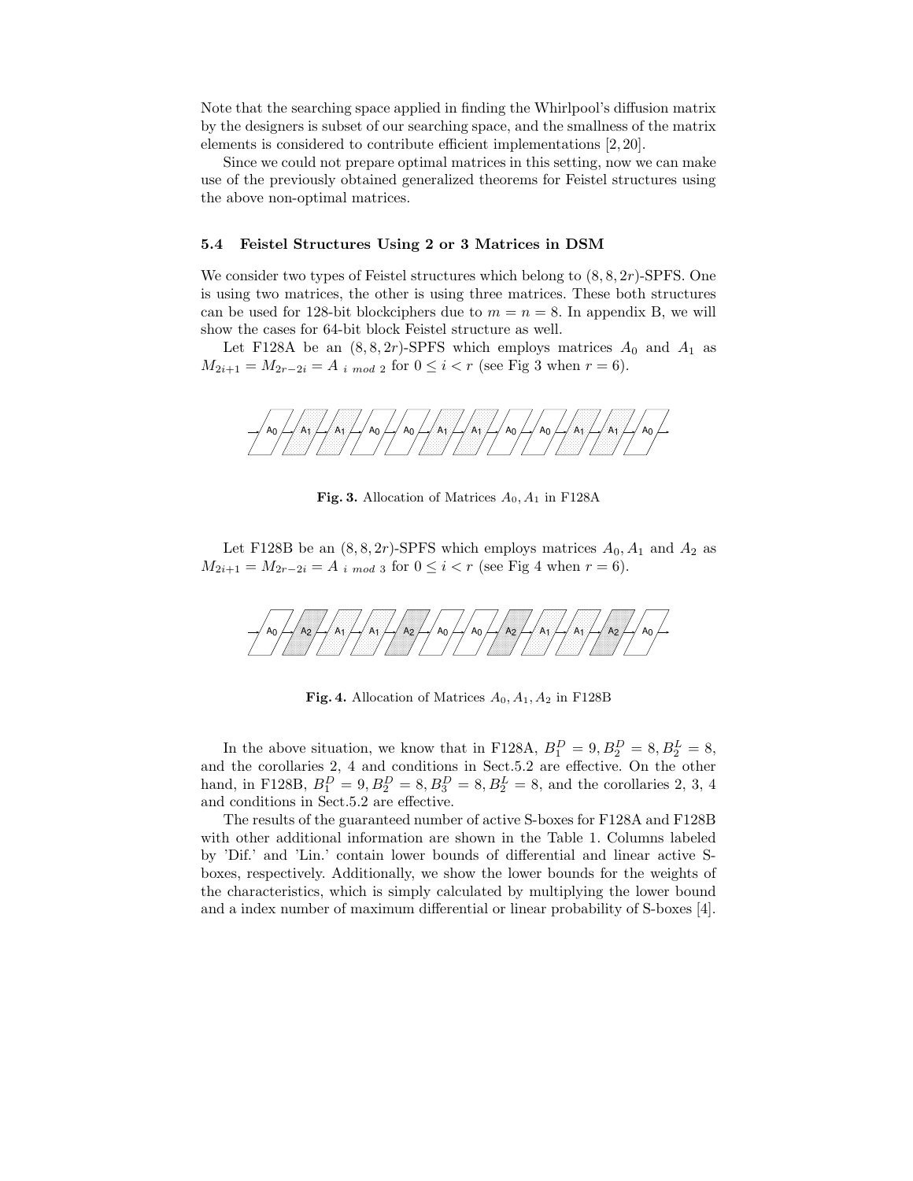Note that the searching space applied in finding the Whirlpool's diffusion matrix by the designers is subset of our searching space, and the smallness of the matrix elements is considered to contribute efficient implementations [2, 20].

Since we could not prepare optimal matrices in this setting, now we can make use of the previously obtained generalized theorems for Feistel structures using the above non-optimal matrices.

### 5.4 Feistel Structures Using 2 or 3 Matrices in DSM

We consider two types of Feistel structures which belong to $(8, 8, 2r)$-SPFS. One is using two matrices, the other is using three matrices. These both structures can be used for 128-bit blockciphers due to $m = n = 8$. In appendix B, we will show the cases for 64-bit block Feistel structure as well.

Let F128A be an $(8, 8, 2r)$-SPFS which employs matrices $A_0$ and $A_1$ as $M_{2i+1} = M_{2r-2i} = A_{\ i \ mod \ 2}$ for $0 \leq i < r$ (see Fig 3 when $r = 6$).

**Fig. 3.** Allocation of Matrices $A_0, A_1$ in F128A

Let F128B be an $(8, 8, 2r)$-SPFS which employs matrices $A_0$, $A_1$ and $A_2$ as $M_{2i+1} = M_{2r-2i} = A_{\ i \ mod \ 3}$ for $0 \leq i < r$ (see Fig 4 when $r = 6$).

**Fig. 4.** Allocation of Matrices $A_0, A_1, A_2$ in F128B

In the above situation, we know that in F128A, $B_1^D = 9, B_2^D = 8, B_2^L = 8$, and the corollaries 2, 4 and conditions in Sect.5.2 are effective. On the other hand, in F128B, $B_1^D = 9, B_2^D = 8, B_3^D = 8, B_2^L = 8$, and the corollaries 2, 3, 4 and conditions in Sect.5.2 are effective.

The results of the guaranteed number of active S-boxes for F128A and F128B with other additional information are shown in the Table 1. Columns labeled by 'Dif.' and 'Lin.' contain lower bounds of differential and linear active S-boxes, respectively. Additionally, we show the lower bounds for the weights of the characteristics, which is simply calculated by multiplying the lower bound and a index number of maximum differential or linear probability of S-boxes [4].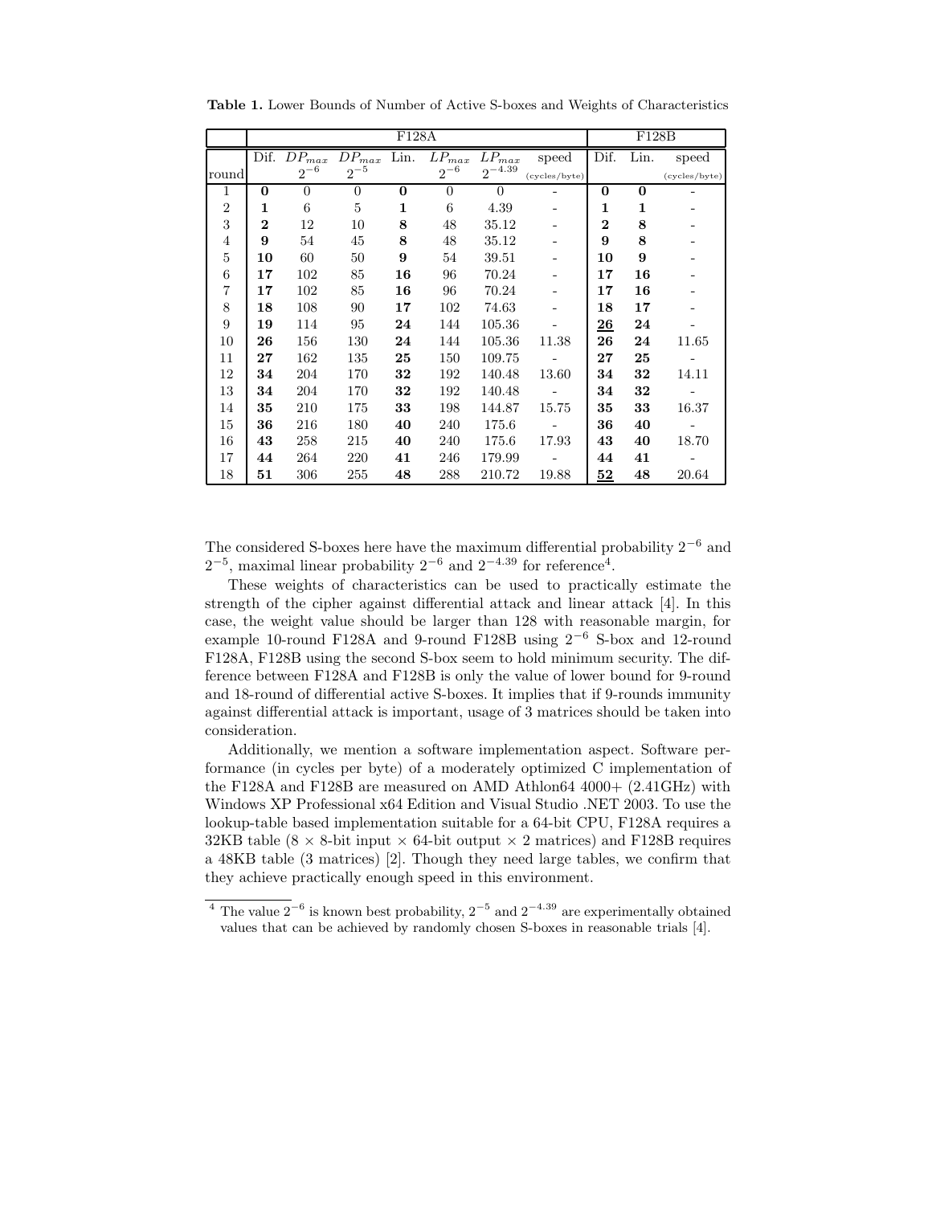**Table 1.** Lower Bounds of Number of Active S-boxes and Weights of Characteristics

| | F128A | | | | | | | F128B | | |
|---|---|---|---|---|---|---|---|---|---|---|
| round | Dif. | $DP_{max}$ $2^{-6}$ | $DP_{max}$ $2^{-5}$ | Lin. | $LP_{max}$ $2^{-6}$ | $LP_{max}$ $2^{-4.39}$ | speed (cycles/byte) | Dif. | Lin. | speed (cycles/byte) |
| 1 | **0** | 0 | 0 | **0** | 0 | 0 | - | **0** | **0** | - |
| 2 | **1** | 6 | 5 | **1** | 6 | 4.39 | - | **1** | **1** | - |
| 3 | **2** | 12 | 10 | **8** | 48 | 35.12 | - | **2** | **8** | - |
| 4 | **9** | 54 | 45 | **8** | 48 | 35.12 | - | **9** | **8** | - |
| 5 | **10** | 60 | 50 | **9** | 54 | 39.51 | - | **10** | **9** | - |
| 6 | **17** | 102 | 85 | **16** | 96 | 70.24 | - | **17** | **16** | - |
| 7 | **17** | 102 | 85 | **16** | 96 | 70.24 | - | **17** | **16** | - |
| 8 | **18** | 108 | 90 | **17** | 102 | 74.63 | - | **18** | **17** | - |
| 9 | **19** | 114 | 95 | **24** | 144 | 105.36 | - | <u>**26**</u> | **24** | - |
| 10 | **26** | 156 | 130 | **24** | 144 | 105.36 | 11.38 | **26** | **24** | 11.65 |
| 11 | **27** | 162 | 135 | **25** | 150 | 109.75 | - | **27** | **25** | - |
| 12 | **34** | 204 | 170 | **32** | 192 | 140.48 | 13.60 | **34** | **32** | 14.11 |
| 13 | **34** | 204 | 170 | **32** | 192 | 140.48 | - | **34** | **32** | - |
| 14 | **35** | 210 | 175 | **33** | 198 | 144.87 | 15.75 | **35** | **33** | 16.37 |
| 15 | **36** | 216 | 180 | **40** | 240 | 175.6 | - | **36** | **40** | - |
| 16 | **43** | 258 | 215 | **40** | 240 | 175.6 | 17.93 | **43** | **40** | 18.70 |
| 17 | **44** | 264 | 220 | **41** | 246 | 179.99 | - | **44** | **41** | - |
| 18 | **51** | 306 | 255 | **48** | 288 | 210.72 | 19.88 | <u>**52**</u> | **48** | 20.64 |

The considered S-boxes here have the maximum differential probability $2^{-6}$ and $2^{-5}$, maximal linear probability $2^{-6}$ and $2^{-4.39}$ for reference[4].

These weights of characteristics can be used to practically estimate the strength of the cipher against differential attack and linear attack [4]. In this case, the weight value should be larger than 128 with reasonable margin, for example 10-round F128A and 9-round F128B using $2^{-6}$ S-box and 12-round F128A, F128B using the second S-box seem to hold minimum security. The difference between F128A and F128B is only the value of lower bound for 9-round and 18-round of differential active S-boxes. It implies that if 9-rounds immunity against differential attack is important, usage of 3 matrices should be taken into consideration.

Additionally, we mention a software implementation aspect. Software performance (in cycles per byte) of a moderately optimized C implementation of the F128A and F128B are measured on AMD Athlon64 4000+ (2.41GHz) with Windows XP Professional x64 Edition and Visual Studio .NET 2003. To use the lookup-table based implementation suitable for a 64-bit CPU, F128A requires a 32KB table (8 × 8-bit input × 64-bit output × 2 matrices) and F128B requires a 48KB table (3 matrices) [2]. Though they need large tables, we confirm that they achieve practically enough speed in this environment.

[4] The value $2^{-6}$ is known best probability, $2^{-5}$ and $2^{-4.39}$ are experimentally obtained values that can be achieved by randomly chosen S-boxes in reasonable trials [4].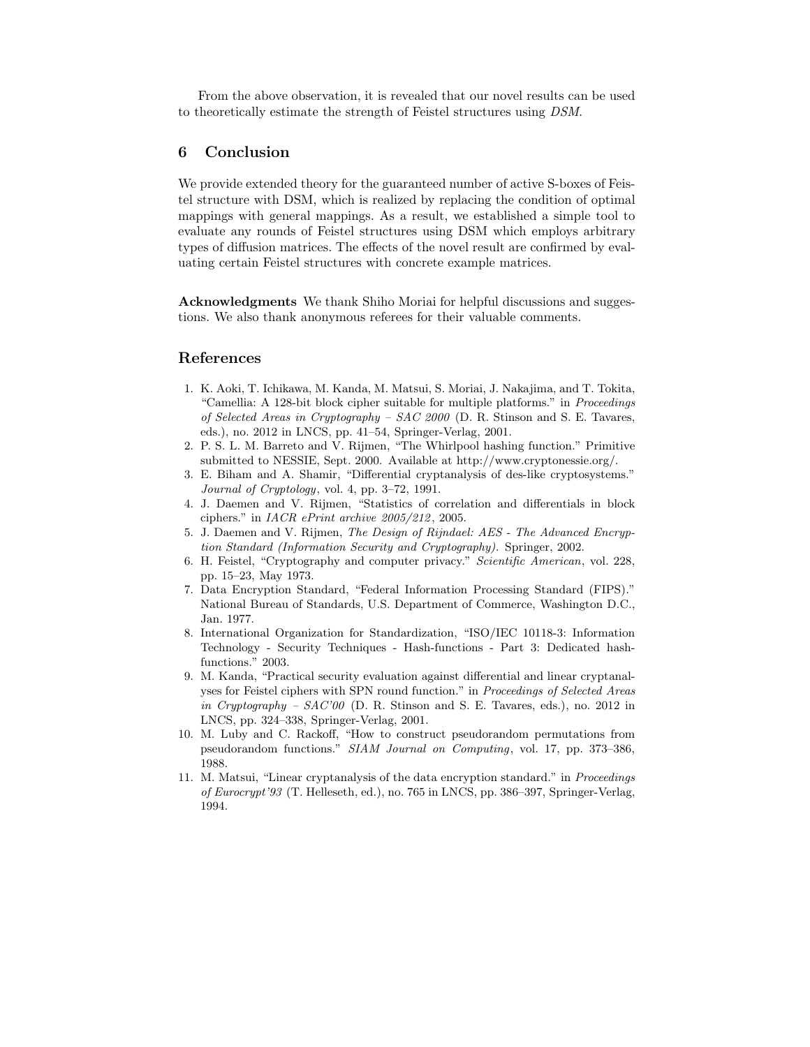From the above observation, it is revealed that our novel results can be used to theoretically estimate the strength of Feistel structures using *DSM*.

## 6 Conclusion

We provide extended theory for the guaranteed number of active S-boxes of Feistel structure with DSM, which is realized by replacing the condition of optimal mappings with general mappings. As a result, we established a simple tool to evaluate any rounds of Feistel structures using DSM which employs arbitrary types of diffusion matrices. The effects of the novel result are confirmed by evaluating certain Feistel structures with concrete example matrices.

**Acknowledgments** We thank Shiho Moriai for helpful discussions and suggestions. We also thank anonymous referees for their valuable comments.

## References

1. K. Aoki, T. Ichikawa, M. Kanda, M. Matsui, S. Moriai, J. Nakajima, and T. Tokita, "Camellia: A 128-bit block cipher suitable for multiple platforms." in *Proceedings of Selected Areas in Cryptography – SAC 2000* (D. R. Stinson and S. E. Tavares, eds.), no. 2012 in LNCS, pp. 41–54, Springer-Verlag, 2001.
2. P. S. L. M. Barreto and V. Rijmen, "The Whirlpool hashing function." Primitive submitted to NESSIE, Sept. 2000. Available at http://www.cryptonessie.org/.
3. E. Biham and A. Shamir, "Differential cryptanalysis of des-like cryptosystems." *Journal of Cryptology*, vol. 4, pp. 3–72, 1991.
4. J. Daemen and V. Rijmen, "Statistics of correlation and differentials in block ciphers." in *IACR ePrint archive 2005/212*, 2005.
5. J. Daemen and V. Rijmen, *The Design of Rijndael: AES - The Advanced Encryption Standard (Information Security and Cryptography)*. Springer, 2002.
6. H. Feistel, "Cryptography and computer privacy." *Scientific American*, vol. 228, pp. 15–23, May 1973.
7. Data Encryption Standard, "Federal Information Processing Standard (FIPS)." National Bureau of Standards, U.S. Department of Commerce, Washington D.C., Jan. 1977.
8. International Organization for Standardization, "ISO/IEC 10118-3: Information Technology - Security Techniques - Hash-functions - Part 3: Dedicated hash-functions." 2003.
9. M. Kanda, "Practical security evaluation against differential and linear cryptanalyses for Feistel ciphers with SPN round function." in *Proceedings of Selected Areas in Cryptography – SAC'00* (D. R. Stinson and S. E. Tavares, eds.), no. 2012 in LNCS, pp. 324–338, Springer-Verlag, 2001.
10. M. Luby and C. Rackoff, "How to construct pseudorandom permutations from pseudorandom functions." *SIAM Journal on Computing*, vol. 17, pp. 373–386, 1988.
11. M. Matsui, "Linear cryptanalysis of the data encryption standard." in *Proceedings of Eurocrypt'93* (T. Helleseth, ed.), no. 765 in LNCS, pp. 386–397, Springer-Verlag, 1994.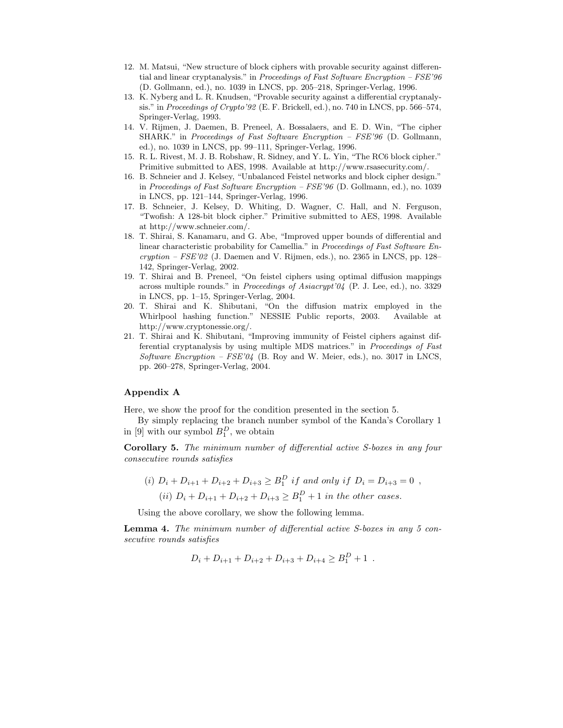12. M. Matsui, "New structure of block ciphers with provable security against differential and linear cryptanalysis." in *Proceedings of Fast Software Encryption – FSE'96* (D. Gollmann, ed.), no. 1039 in LNCS, pp. 205–218, Springer-Verlag, 1996.
13. K. Nyberg and L. R. Knudsen, "Provable security against a differential cryptanalysis." in *Proceedings of Crypto'92* (E. F. Brickell, ed.), no. 740 in LNCS, pp. 566–574, Springer-Verlag, 1993.
14. V. Rijmen, J. Daemen, B. Preneel, A. Bossalaers, and E. D. Win, "The cipher SHARK." in *Proceedings of Fast Software Encryption – FSE'96* (D. Gollmann, ed.), no. 1039 in LNCS, pp. 99–111, Springer-Verlag, 1996.
15. R. L. Rivest, M. J. B. Robshaw, R. Sidney, and Y. L. Yin, "The RC6 block cipher." Primitive submitted to AES, 1998. Available at http://www.rsasecurity.com/.
16. B. Schneier and J. Kelsey, "Unbalanced Feistel networks and block cipher design." in *Proceedings of Fast Software Encryption – FSE'96* (D. Gollmann, ed.), no. 1039 in LNCS, pp. 121–144, Springer-Verlag, 1996.
17. B. Schneier, J. Kelsey, D. Whiting, D. Wagner, C. Hall, and N. Ferguson, "Twofish: A 128-bit block cipher." Primitive submitted to AES, 1998. Available at http://www.schneier.com/.
18. T. Shirai, S. Kanamaru, and G. Abe, "Improved upper bounds of differential and linear characteristic probability for Camellia." in *Proceedings of Fast Software Encryption – FSE'02* (J. Daemen and V. Rijmen, eds.), no. 2365 in LNCS, pp. 128–142, Springer-Verlag, 2002.
19. T. Shirai and B. Preneel, "On feistel ciphers using optimal diffusion mappings across multiple rounds." in *Proceedings of Asiacrypt'04* (P. J. Lee, ed.), no. 3329 in LNCS, pp. 1–15, Springer-Verlag, 2004.
20. T. Shirai and K. Shibutani, "On the diffusion matrix employed in the Whirlpool hashing function." NESSIE Public reports, 2003. Available at http://www.cryptonessie.org/.
21. T. Shirai and K. Shibutani, "Improving immunity of Feistel ciphers against differential cryptanalysis by using multiple MDS matrices." in *Proceedings of Fast Software Encryption – FSE'04* (B. Roy and W. Meier, eds.), no. 3017 in LNCS, pp. 260–278, Springer-Verlag, 2004.

## Appendix A

Here, we show the proof for the condition presented in the section 5.

By simply replacing the branch number symbol of the Kanda's Corollary 1 in [9] with our symbol $B_1^D$, we obtain

**Corollary 5.** *The minimum number of differential active S-boxes in any four consecutive rounds satisfies*

$$(i)\ D_i + D_{i+1} + D_{i+2} + D_{i+3} \geq B_1^D \text{ if and only if } D_i = D_{i+3} = 0\ ,$$
$$(ii)\ D_i + D_{i+1} + D_{i+2} + D_{i+3} \geq B_1^D + 1 \text{ in the other cases.}$$

Using the above corollary, we show the following lemma.

**Lemma 4.** *The minimum number of differential active S-boxes in any 5 consecutive rounds satisfies*

$$D_i + D_{i+1} + D_{i+2} + D_{i+3} + D_{i+4} \geq B_1^D + 1\ .$$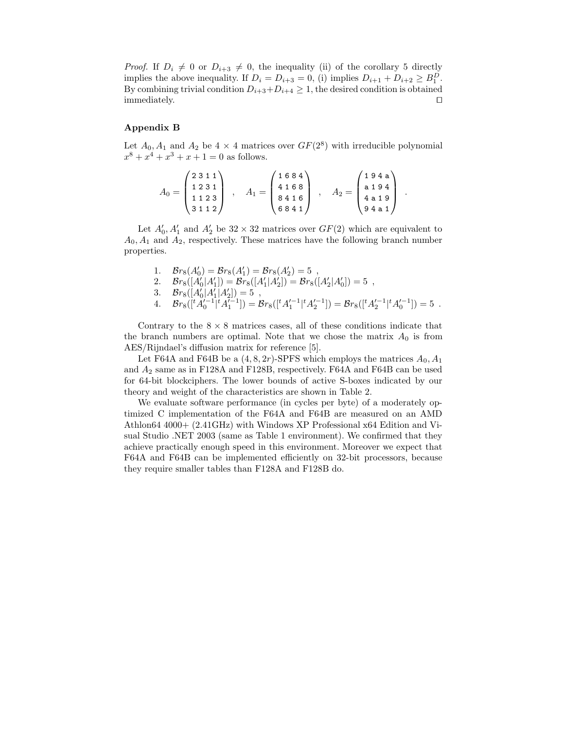*Proof.* If $D_i \neq 0$ or $D_{i+3} \neq 0$, the inequality (ii) of the corollary 5 directly implies the above inequality. If $D_i = D_{i+3} = 0$, (i) implies $D_{i+1} + D_{i+2} \geq B_1^D$. By combining trivial condition $D_{i+3} + D_{i+4} \geq 1$, the desired condition is obtained immediately. □

## Appendix B

Let $A_0, A_1$ and $A_2$ be $4 \times 4$ matrices over $GF(2^8)$ with irreducible polynomial $x^8 + x^4 + x^3 + x + 1 = 0$ as follows.

$$A_0 = \begin{pmatrix} 2 & 3 & 1 & 1 \\ 1 & 2 & 3 & 1 \\ 1 & 1 & 2 & 3 \\ 3 & 1 & 1 & 2 \end{pmatrix} \quad , \quad A_1 = \begin{pmatrix} 1 & 6 & 8 & 4 \\ 4 & 1 & 6 & 8 \\ 8 & 4 & 1 & 6 \\ 6 & 8 & 4 & 1 \end{pmatrix} \quad , \quad A_2 = \begin{pmatrix} 1 & 9 & 4 & \mathtt{a} \\ \mathtt{a} & 1 & 9 & 4 \\ 4 & \mathtt{a} & 1 & 9 \\ 9 & 4 & \mathtt{a} & 1 \end{pmatrix} \quad .$$

Let $A'_0, A'_1$ and $A'_2$ be $32 \times 32$ matrices over $GF(2)$ which are equivalent to $A_0, A_1$ and $A_2$, respectively. These matrices have the following branch number properties.

1. $\mathcal{B}r_8(A'_0) = \mathcal{B}r_8(A'_1) = \mathcal{B}r_8(A'_2) = 5$ ,
2. $\mathcal{B}r_8([A'_0|A'_1]) = \mathcal{B}r_8([A'_1|A'_2]) = \mathcal{B}r_8([A'_2|A'_0]) = 5$ ,
3. $\mathcal{B}r_8([A'_0|A'_1|A'_2]) = 5$ ,
4. $\mathcal{B}r_8([{}^tA_0'^{-1}|{}^tA_1'^{-1}]) = \mathcal{B}r_8([{}^tA_1'^{-1}|{}^tA_2'^{-1}]) = \mathcal{B}r_8([{}^tA_2'^{-1}|{}^tA_0'^{-1}]) = 5$ .

Contrary to the $8 \times 8$ matrices cases, all of these conditions indicate that the branch numbers are optimal. Note that we chose the matrix $A_0$ is from AES/Rijndael's diffusion matrix for reference [5].

Let F64A and F64B be a $(4, 8, 2r)$-SPFS which employs the matrices $A_0, A_1$ and $A_2$ same as in F128A and F128B, respectively. F64A and F64B can be used for 64-bit blockciphers. The lower bounds of active S-boxes indicated by our theory and weight of the characteristics are shown in Table 2.

We evaluate software performance (in cycles per byte) of a moderately optimized C implementation of the F64A and F64B are measured on an AMD Athlon64 4000+ (2.41GHz) with Windows XP Professional x64 Edition and Visual Studio .NET 2003 (same as Table 1 environment). We confirmed that they achieve practically enough speed in this environment. Moreover we expect that F64A and F64B can be implemented efficiently on 32-bit processors, because they require smaller tables than F128A and F128B do.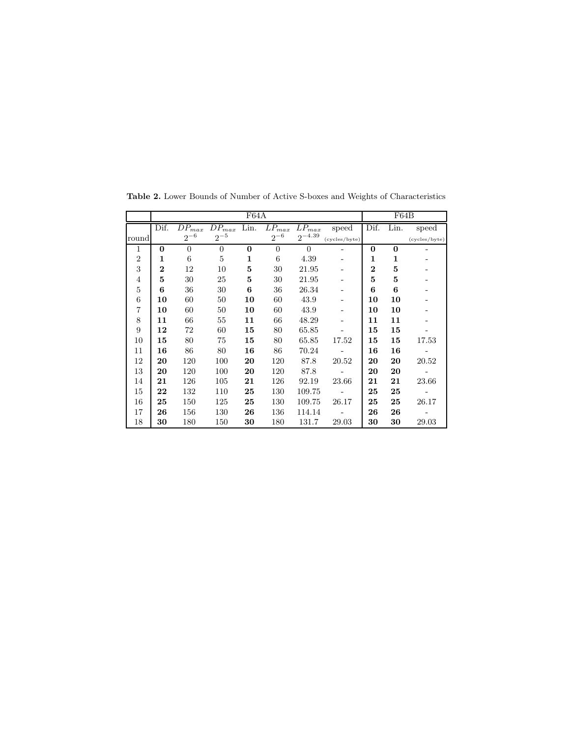**Table 2.** Lower Bounds of Number of Active S-boxes and Weights of Characteristics

| | F64A | | | | | | | F64B | | |
|---|---|---|---|---|---|---|---|---|---|---|
| round | Dif. | $DP_{max}$ $2^{-6}$ | $DP_{max}$ $2^{-5}$ | Lin. | $LP_{max}$ $2^{-6}$ | $LP_{max}$ $2^{-4.39}$ | speed (cycles/byte) | Dif. | Lin. | speed (cycles/byte) |
| 1 | **0** | 0 | 0 | **0** | 0 | 0 | - | **0** | **0** | - |
| 2 | **1** | 6 | 5 | **1** | 6 | 4.39 | - | **1** | **1** | - |
| 3 | **2** | 12 | 10 | **5** | 30 | 21.95 | - | **2** | **5** | - |
| 4 | **5** | 30 | 25 | **5** | 30 | 21.95 | - | **5** | **5** | - |
| 5 | **6** | 36 | 30 | **6** | 36 | 26.34 | - | **6** | **6** | - |
| 6 | **10** | 60 | 50 | **10** | 60 | 43.9 | - | **10** | **10** | - |
| 7 | **10** | 60 | 50 | **10** | 60 | 43.9 | - | **10** | **10** | - |
| 8 | **11** | 66 | 55 | **11** | 66 | 48.29 | - | **11** | **11** | - |
| 9 | **12** | 72 | 60 | **15** | 80 | 65.85 | - | **15** | **15** | - |
| 10 | **15** | 80 | 75 | **15** | 80 | 65.85 | 17.52 | **15** | **15** | 17.53 |
| 11 | **16** | 86 | 80 | **16** | 86 | 70.24 | - | **16** | **16** | - |
| 12 | **20** | 120 | 100 | **20** | 120 | 87.8 | 20.52 | **20** | **20** | 20.52 |
| 13 | **20** | 120 | 100 | **20** | 120 | 87.8 | - | **20** | **20** | - |
| 14 | **21** | 126 | 105 | **21** | 126 | 92.19 | 23.66 | **21** | **21** | 23.66 |
| 15 | **22** | 132 | 110 | **25** | 130 | 109.75 | - | **25** | **25** | - |
| 16 | **25** | 150 | 125 | **25** | 130 | 109.75 | 26.17 | **25** | **25** | 26.17 |
| 17 | **26** | 156 | 130 | **26** | 136 | 114.14 | - | **26** | **26** | - |
| 18 | **30** | 180 | 150 | **30** | 180 | 131.7 | 29.03 | **30** | **30** | 29.03 |